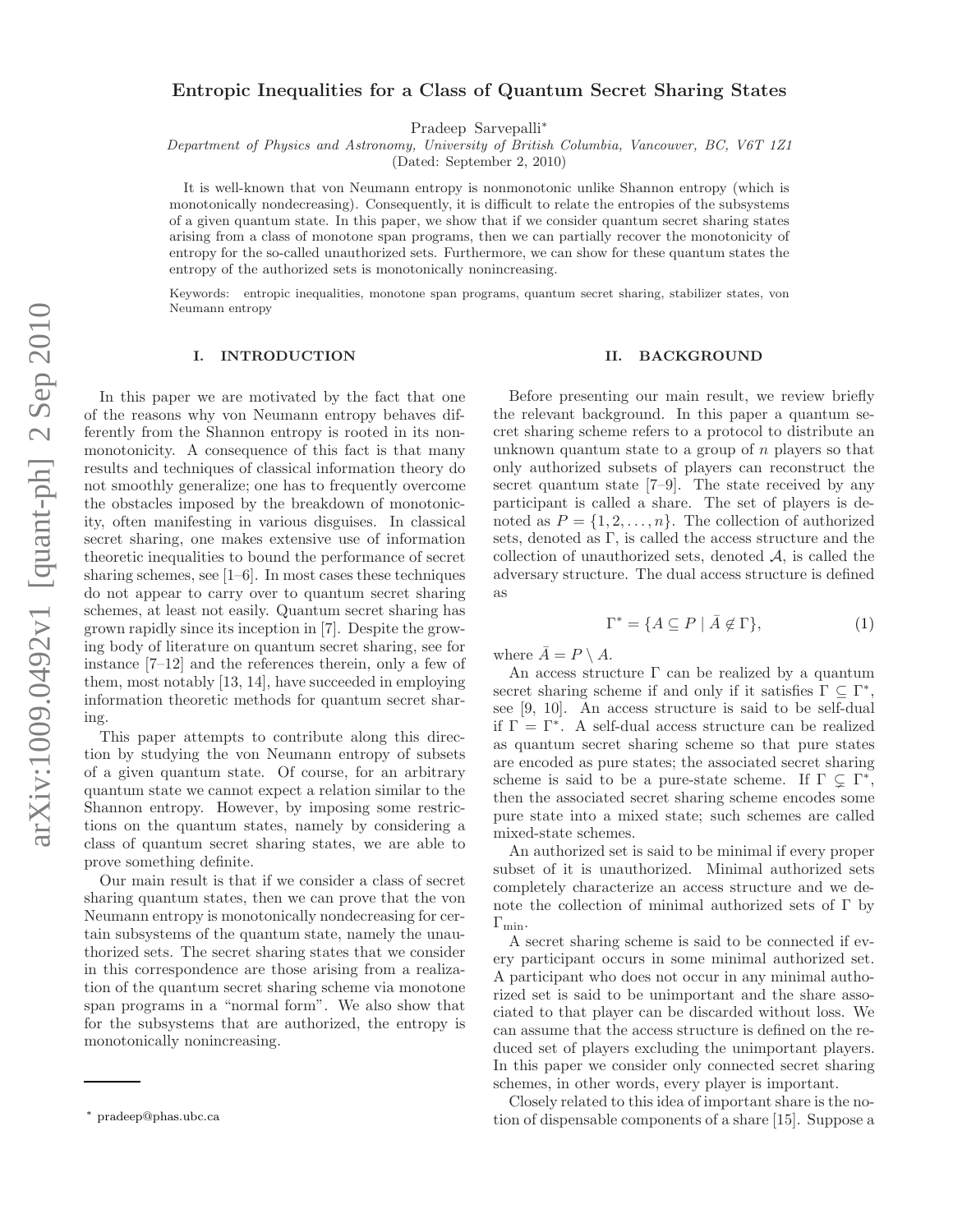# Entropic Inequalities for a Class of Quantum Secret Sharing States

Pradeep Sarvepalli*

*Department of Physics and Astronomy, University of British Columbia, Vancouver, BC, V6T 1Z1*

(Dated: September 2, 2010)

It is well-known that von Neumann entropy is nonmonotonic unlike Shannon entropy (which is monotonically nondecreasing). Consequently, it is difficult to relate the entropies of the subsystems of a given quantum state. In this paper, we show that if we consider quantum secret sharing states arising from a class of monotone span programs, then we can partially recover the monotonicity of entropy for the so-called unauthorized sets. Furthermore, we can show for these quantum states the entropy of the authorized sets is monotonically nonincreasing.

Keywords: entropic inequalities, monotone span programs, quantum secret sharing, stabilizer states, von Neumann entropy

## I. INTRODUCTION

In this paper we are motivated by the fact that one of the reasons why von Neumann entropy behaves differently from the Shannon entropy is rooted in its nonmonotonicity. A consequence of this fact is that many results and techniques of classical information theory do not smoothly generalize; one has to frequently overcome the obstacles imposed by the breakdown of monotonicity, often manifesting in various disguises. In classical secret sharing, one makes extensive use of information theoretic inequalities to bound the performance of secret sharing schemes, see [1–6]. In most cases these techniques do not appear to carry over to quantum secret sharing schemes, at least not easily. Quantum secret sharing has grown rapidly since its inception in [7]. Despite the growing body of literature on quantum secret sharing, see for instance [7–12] and the references therein, only a few of them, most notably [13, 14], have succeeded in employing information theoretic methods for quantum secret sharing.

This paper attempts to contribute along this direction by studying the von Neumann entropy of subsets of a given quantum state. Of course, for an arbitrary quantum state we cannot expect a relation similar to the Shannon entropy. However, by imposing some restrictions on the quantum states, namely by considering a class of quantum secret sharing states, we are able to prove something definite.

Our main result is that if we consider a class of secret sharing quantum states, then we can prove that the von Neumann entropy is monotonically nondecreasing for certain subsystems of the quantum state, namely the unauthorized sets. The secret sharing states that we consider in this correspondence are those arising from a realization of the quantum secret sharing scheme via monotone span programs in a "normal form". We also show that for the subsystems that are authorized, the entropy is monotonically nonincreasing.

## II. BACKGROUND

Before presenting our main result, we review briefly the relevant background. In this paper a quantum secret sharing scheme refers to a protocol to distribute an unknown quantum state to a group of $n$ players so that only authorized subsets of players can reconstruct the secret quantum state [7–9]. The state received by any participant is called a share. The set of players is denoted as $P = \{1, 2, \ldots, n\}$. The collection of authorized sets, denoted as $\Gamma$, is called the access structure and the collection of unauthorized sets, denoted $\mathcal{A}$, is called the adversary structure. The dual access structure is defined as

$$\Gamma^* = \{A \subseteq P \mid \bar{A} \notin \Gamma\}, \tag{1}$$

where $\bar{A} = P \setminus A$.

An access structure $\Gamma$ can be realized by a quantum secret sharing scheme if and only if it satisfies $\Gamma \subseteq \Gamma^*$, see [9, 10]. An access structure is said to be self-dual if $\Gamma = \Gamma^*$. A self-dual access structure can be realized as quantum secret sharing scheme so that pure states are encoded as pure states; the associated secret sharing scheme is said to be a pure-state scheme. If $\Gamma \subsetneq \Gamma^*$, then the associated secret sharing scheme encodes some pure state into a mixed state; such schemes are called mixed-state schemes.

An authorized set is said to be minimal if every proper subset of it is unauthorized. Minimal authorized sets completely characterize an access structure and we denote the collection of minimal authorized sets of $\Gamma$ by $\Gamma_{\min}$.

A secret sharing scheme is said to be connected if every participant occurs in some minimal authorized set. A participant who does not occur in any minimal authorized set is said to be unimportant and the share associated to that player can be discarded without loss. We can assume that the access structure is defined on the reduced set of players excluding the unimportant players. In this paper we consider only connected secret sharing schemes, in other words, every player is important.

Closely related to this idea of important share is the notion of dispensable components of a share [15]. Suppose a

* pradeep@phas.ubc.ca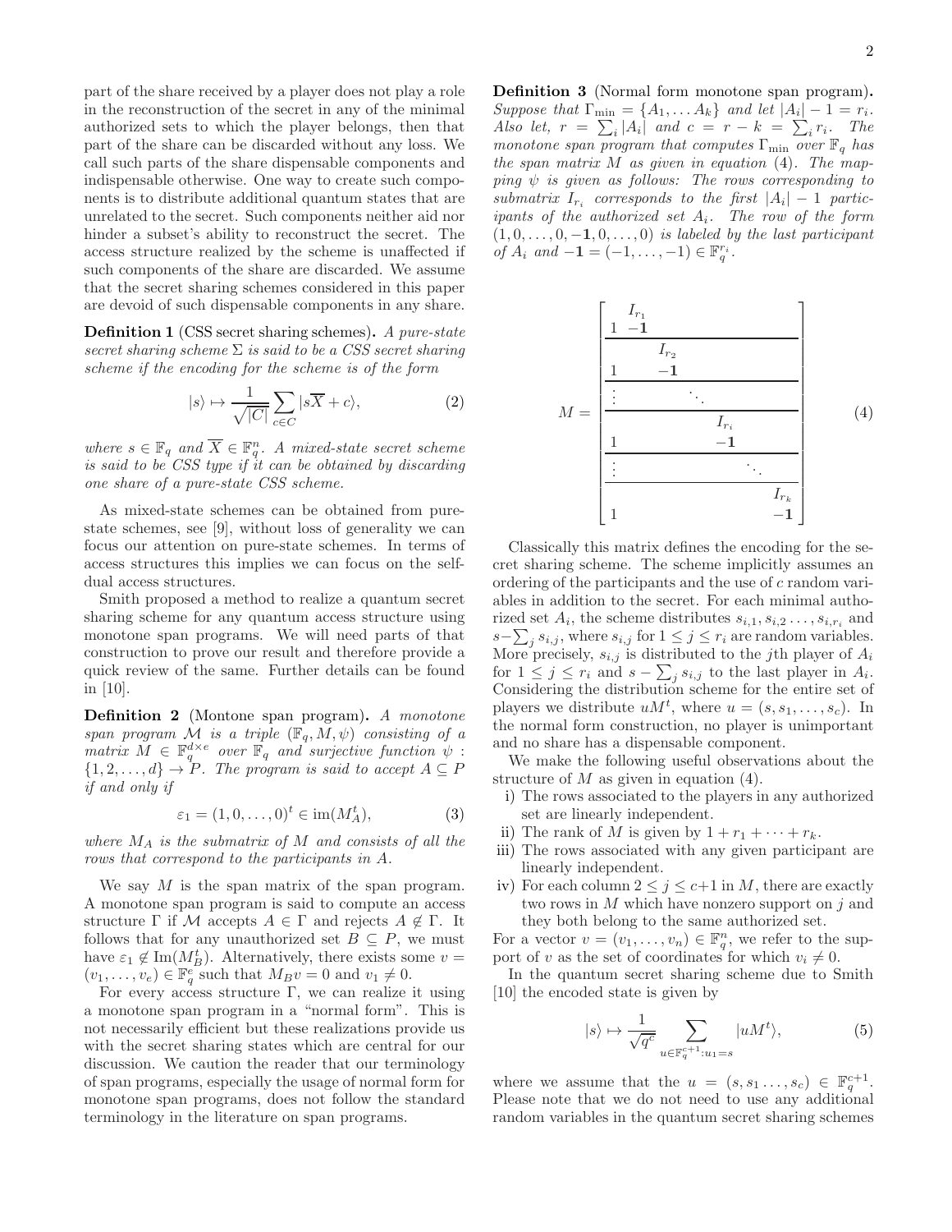part of the share received by a player does not play a role in the reconstruction of the secret in any of the minimal authorized sets to which the player belongs, then that part of the share can be discarded without any loss. We call such parts of the share dispensable components and indispensable otherwise. One way to create such components is to distribute additional quantum states that are unrelated to the secret. Such components neither aid nor hinder a subset's ability to reconstruct the secret. The access structure realized by the scheme is unaffected if such components of the share are discarded. We assume that the secret sharing schemes considered in this paper are devoid of such dispensable components in any share.

**Definition 1** (CSS secret sharing schemes)**.** *A pure-state secret sharing scheme $\Sigma$ is said to be a CSS secret sharing scheme if the encoding for the scheme is of the form*

$$|s\rangle \mapsto \frac{1}{\sqrt{|C|}} \sum_{c\in C} |s\overline{X} + c\rangle, \tag{2}$$

*where $s \in \mathbb{F}_q$ and $\overline{X} \in \mathbb{F}_q^n$. A mixed-state secret scheme is said to be CSS type if it can be obtained by discarding one share of a pure-state CSS scheme.*

As mixed-state schemes can be obtained from pure-state schemes, see [9], without loss of generality we can focus our attention on pure-state schemes. In terms of access structures this implies we can focus on the self-dual access structures.

Smith proposed a method to realize a quantum secret sharing scheme for any quantum access structure using monotone span programs. We will need parts of that construction to prove our result and therefore provide a quick review of the same. Further details can be found in [10].

**Definition 2** (Montone span program)**.** *A monotone span program $\mathcal{M}$ is a triple $(\mathbb{F}_q, M, \psi)$ consisting of a matrix $M \in \mathbb{F}_q^{d\times e}$ over $\mathbb{F}_q$ and surjective function $\psi : \{1, 2, \ldots, d\} \to P$. The program is said to accept $A \subseteq P$ if and only if*

$$\varepsilon_1 = (1, 0, \ldots, 0)^t \in \operatorname{im}(M_A^t), \tag{3}$$

*where $M_A$ is the submatrix of $M$ and consists of all the rows that correspond to the participants in $A$.*

We say $M$ is the span matrix of the span program. A monotone span program is said to compute an access structure $\Gamma$ if $\mathcal{M}$ accepts $A \in \Gamma$ and rejects $A \notin \Gamma$. It follows that for any unauthorized set $B \subseteq P$, we must have $\varepsilon_1 \notin \operatorname{Im}(M_B^t)$. Alternatively, there exists some $v = (v_1, \ldots, v_e) \in \mathbb{F}_q^e$ such that $M_B v = 0$ and $v_1 \neq 0$.

For every access structure $\Gamma$, we can realize it using a monotone span program in a "normal form". This is not necessarily efficient but these realizations provide us with the secret sharing states which are central for our discussion. We caution the reader that our terminology of span programs, especially the usage of normal form for monotone span programs, does not follow the standard terminology in the literature on span programs.

**Definition 3** (Normal form monotone span program)**.** *Suppose that $\Gamma_{\min} = \{A_1, \ldots A_k\}$ and let $|A_i| - 1 = r_i$. Also let, $r = \sum_i |A_i|$ and $c = r - k = \sum_i r_i$. The monotone span program that computes $\Gamma_{\min}$ over $\mathbb{F}_q$ has the span matrix $M$ as given in equation (4). The mapping $\psi$ is given as follows: The rows corresponding to submatrix $I_{r_i}$ corresponds to the first $|A_i| - 1$ participants of the authorized set $A_i$. The row of the form $(1, 0, \ldots, 0, -\mathbf{1}, 0, \ldots, 0)$ is labeled by the last participant of $A_i$ and $-\mathbf{1} = (-1, \ldots, -1) \in \mathbb{F}_q^{r_i}$.*

$$M = \left[\begin{array}{c|cccc} & I_{r_1} & & & \\ 1 & -\mathbf{1} & & & \\ \hline & & I_{r_2} & & \\ 1 & & -\mathbf{1} & & \\ \hline \vdots & & & \ddots & \\ \hline & & & I_{r_i} & \\ 1 & & & -\mathbf{1} & \\ \hline \vdots & & & & \ddots \\ \hline & & & & I_{r_k} \\ 1 & & & & -\mathbf{1} \end{array}\right] \tag{4}$$

Classically this matrix defines the encoding for the secret sharing scheme. The scheme implicitly assumes an ordering of the participants and the use of $c$ random variables in addition to the secret. For each minimal authorized set $A_i$, the scheme distributes $s_{i,1}, s_{i,2} \ldots, s_{i,r_i}$ and $s - \sum_j s_{i,j}$, where $s_{i,j}$ for $1 \leq j \leq r_i$ are random variables. More precisely, $s_{i,j}$ is distributed to the $j$th player of $A_i$ for $1 \leq j \leq r_i$ and $s - \sum_j s_{i,j}$ to the last player in $A_i$. Considering the distribution scheme for the entire set of players we distribute $uM^t$, where $u = (s, s_1, \ldots, s_c)$. In the normal form construction, no player is unimportant and no share has a dispensable component.

We make the following useful observations about the structure of $M$ as given in equation (4).

i) The rows associated to the players in any authorized set are linearly independent.
ii) The rank of $M$ is given by $1 + r_1 + \cdots + r_k$.
iii) The rows associated with any given participant are linearly independent.
iv) For each column $2 \leq j \leq c+1$ in $M$, there are exactly two rows in $M$ which have nonzero support on $j$ and they both belong to the same authorized set.

For a vector $v = (v_1, \ldots, v_n) \in \mathbb{F}_q^n$, we refer to the support of $v$ as the set of coordinates for which $v_i \neq 0$.

In the quantum secret sharing scheme due to Smith [10] the encoded state is given by

$$|s\rangle \mapsto \frac{1}{\sqrt{q^c}} \sum_{u \in \mathbb{F}_q^{c+1} : u_1 = s} |uM^t\rangle, \tag{5}$$

where we assume that the $u = (s, s_1 \ldots, s_c) \in \mathbb{F}_q^{c+1}$. Please note that we do not need to use any additional random variables in the quantum secret sharing schemes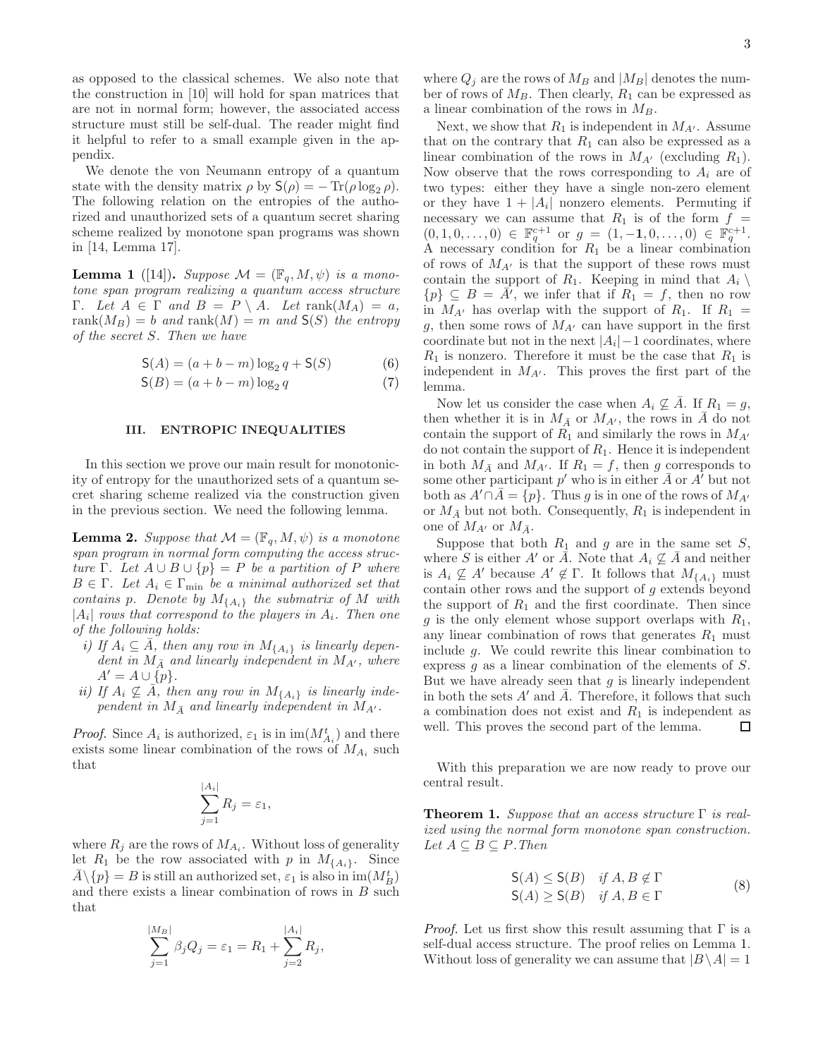as opposed to the classical schemes. We also note that the construction in [10] will hold for span matrices that are not in normal form; however, the associated access structure must still be self-dual. The reader might find it helpful to refer to a small example given in the appendix.

We denote the von Neumann entropy of a quantum state with the density matrix $\rho$ by $\mathsf{S}(\rho) = -\operatorname{Tr}(\rho \log_2 \rho)$. The following relation on the entropies of the authorized and unauthorized sets of a quantum secret sharing scheme realized by monotone span programs was shown in [14, Lemma 17].

**Lemma 1** ([14])**.** *Suppose $\mathcal{M} = (\mathbb{F}_q, M, \psi)$ is a monotone span program realizing a quantum access structure $\Gamma$. Let $A \in \Gamma$ and $B = P \setminus A$. Let $\operatorname{rank}(M_A) = a$, $\operatorname{rank}(M_B) = b$ and $\operatorname{rank}(M) = m$ and $\mathsf{S}(S)$ the entropy of the secret $S$. Then we have*

$$\mathsf{S}(A) = (a + b - m)\log_2 q + \mathsf{S}(S) \tag{6}$$

$$\mathsf{S}(B) = (a + b - m)\log_2 q \tag{7}$$

## III. ENTROPIC INEQUALITIES

In this section we prove our main result for monotonicity of entropy for the unauthorized sets of a quantum secret sharing scheme realized via the construction given in the previous section. We need the following lemma.

**Lemma 2.** *Suppose that $\mathcal{M} = (\mathbb{F}_q, M, \psi)$ is a monotone span program in normal form computing the access structure $\Gamma$. Let $A \cup B \cup \{p\} = P$ be a partition of $P$ where $B \in \Gamma$. Let $A_i \in \Gamma_{\min}$ be a minimal authorized set that contains $p$. Denote by $M_{\{A_i\}}$ the submatrix of $M$ with $|A_i|$ rows that correspond to the players in $A_i$. Then one of the following holds:*

*i) If $A_i \subseteq \bar{A}$, then any row in $M_{\{A_i\}}$ is linearly dependent in $M_{\bar{A}}$ and linearly independent in $M_{A'}$, where $A' = A \cup \{p\}$.*

*ii) If $A_i \not\subseteq \bar{A}$, then any row in $M_{\{A_i\}}$ is linearly independent in $M_{\bar{A}}$ and linearly independent in $M_{A'}$.*

*Proof.* Since $A_i$ is authorized, $\varepsilon_1$ is in $\operatorname{im}(M^t_{A_i})$ and there exists some linear combination of the rows of $M_{A_i}$ such that

$$\sum_{j=1}^{|A_i|} R_j = \varepsilon_1,$$

where $R_j$ are the rows of $M_{A_i}$. Without loss of generality let $R_1$ be the row associated with $p$ in $M_{\{A_i\}}$. Since $\bar{A} \setminus \{p\} = B$ is still an authorized set, $\varepsilon_1$ is also in $\operatorname{im}(M^t_B)$ and there exists a linear combination of rows in $B$ such that

$$\sum_{j=1}^{|M_B|} \beta_j Q_j = \varepsilon_1 = R_1 + \sum_{j=2}^{|A_i|} R_j,$$

where $Q_j$ are the rows of $M_B$ and $|M_B|$ denotes the number of rows of $M_B$. Then clearly, $R_1$ can be expressed as a linear combination of the rows in $M_B$.

Next, we show that $R_1$ is independent in $M_{A'}$. Assume that on the contrary that $R_1$ can also be expressed as a linear combination of the rows in $M_{A'}$ (excluding $R_1$). Now observe that the rows corresponding to $A_i$ are of two types: either they have a single non-zero element or they have $1 + |A_i|$ nonzero elements. Permuting if necessary we can assume that $R_1$ is of the form $f = (0, 1, 0, \ldots, 0) \in \mathbb{F}_q^{c+1}$ or $g = (1, -\mathbf{1}, 0, \ldots, 0) \in \mathbb{F}_q^{c+1}$. A necessary condition for $R_1$ be a linear combination of rows of $M_{A'}$ is that the support of these rows must contain the support of $R_1$. Keeping in mind that $A_i \setminus \{p\} \subseteq B = \bar{A}'$, we infer that if $R_1 = f$, then no row in $M_{A'}$ has overlap with the support of $R_1$. If $R_1 = g$, then some rows of $M_{A'}$ can have support in the first coordinate but not in the next $|A_i| - 1$ coordinates, where $R_1$ is nonzero. Therefore it must be the case that $R_1$ is independent in $M_{A'}$. This proves the first part of the lemma.

Now let us consider the case when $A_i \not\subseteq \bar{A}$. If $R_1 = g$, then whether it is in $M_{\bar{A}}$ or $M_{A'}$, the rows in $\bar{A}$ do not contain the support of $R_1$ and similarly the rows in $M_{A'}$ do not contain the support of $R_1$. Hence it is independent in both $M_{\bar{A}}$ and $M_{A'}$. If $R_1 = f$, then $g$ corresponds to some other participant $p'$ who is in either $\bar{A}$ or $A'$ but not both as $A' \cap \bar{A} = \{p\}$. Thus $g$ is in one of the rows of $M_{A'}$ or $M_{\bar{A}}$ but not both. Consequently, $R_1$ is independent in one of $M_{A'}$ or $M_{\bar{A}}$.

Suppose that both $R_1$ and $g$ are in the same set $S$, where $S$ is either $A'$ or $\bar{A}$. Note that $A_i \not\subseteq \bar{A}$ and neither is $A_i \not\subseteq A'$ because $A' \notin \Gamma$. It follows that $M_{\{A_i\}}$ must contain other rows and the support of $g$ extends beyond the support of $R_1$ and the first coordinate. Then since $g$ is the only element whose support overlaps with $R_1$, any linear combination of rows that generates $R_1$ must include $g$. We could rewrite this linear combination to express $g$ as a linear combination of the elements of $S$. But we have already seen that $g$ is linearly independent in both the sets $A'$ and $\bar{A}$. Therefore, it follows that such a combination does not exist and $R_1$ is independent as well. This proves the second part of the lemma. $\square$

With this preparation we are now ready to prove our central result.

**Theorem 1.** *Suppose that an access structure $\Gamma$ is realized using the normal form monotone span construction. Let $A \subseteq B \subseteq P$. Then*

$$\begin{aligned} \mathsf{S}(A) &\leq \mathsf{S}(B) \quad \text{if } A, B \notin \Gamma \\ \mathsf{S}(A) &\geq \mathsf{S}(B) \quad \text{if } A, B \in \Gamma \end{aligned} \tag{8}$$

*Proof.* Let us first show this result assuming that $\Gamma$ is a self-dual access structure. The proof relies on Lemma 1. Without loss of generality we can assume that $|B \setminus A| = 1$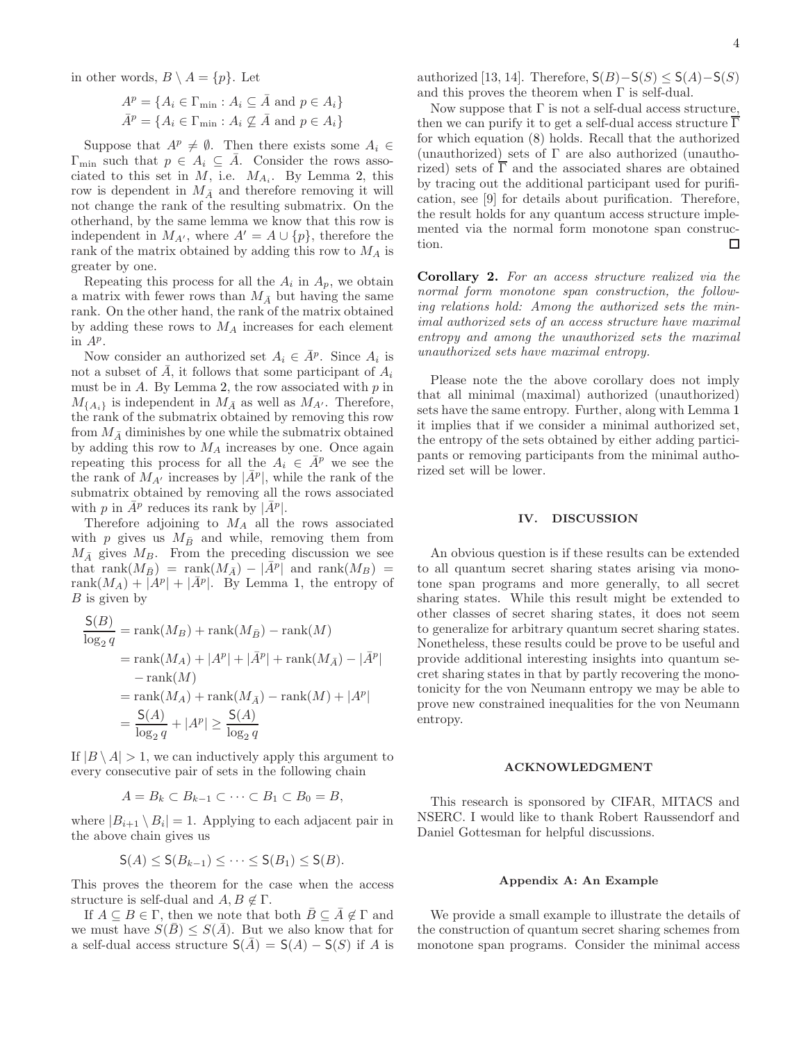in other words, $B \setminus A = \{p\}$. Let

$$A^p = \{A_i \in \Gamma_{\min} : A_i \subseteq \bar{A} \text{ and } p \in A_i\}$$
$$\bar{A}^p = \{A_i \in \Gamma_{\min} : A_i \not\subseteq \bar{A} \text{ and } p \in A_i\}$$

Suppose that $A^p \neq \emptyset$. Then there exists some $A_i \in \Gamma_{\min}$ such that $p \in A_i \subseteq \bar{A}$. Consider the rows associated to this set in $M$, i.e. $M_{A_i}$. By Lemma 2, this row is dependent in $M_{\bar{A}}$ and therefore removing it will not change the rank of the resulting submatrix. On the otherhand, by the same lemma we know that this row is independent in $M_{A'}$, where $A' = A \cup \{p\}$, therefore the rank of the matrix obtained by adding this row to $M_A$ is greater by one.

Repeating this process for all the $A_i$ in $A_p$, we obtain a matrix with fewer rows than $M_{\bar{A}}$ but having the same rank. On the other hand, the rank of the matrix obtained by adding these rows to $M_A$ increases for each element in $A^p$.

Now consider an authorized set $A_i \in \bar{A}^p$. Since $A_i$ is not a subset of $\bar{A}$, it follows that some participant of $A_i$ must be in $A$. By Lemma 2, the row associated with $p$ in $M_{\{A_i\}}$ is independent in $M_{\bar{A}}$ as well as $M_{A'}$. Therefore, the rank of the submatrix obtained by removing this row from $M_{\bar{A}}$ diminishes by one while the submatrix obtained by adding this row to $M_A$ increases by one. Once again repeating this process for all the $A_i \in \bar{A}^p$ we see the the rank of $M_{A'}$ increases by $|\bar{A}^p|$, while the rank of the submatrix obtained by removing all the rows associated with $p$ in $\bar{A}^p$ reduces its rank by $|\bar{A}^p|$.

Therefore adjoining to $M_A$ all the rows associated with $p$ gives us $M_{\bar{B}}$ and while, removing them from $M_{\bar{A}}$ gives $M_B$. From the preceding discussion we see that $\text{rank}(M_{\bar{B}}) = \text{rank}(M_{\bar{A}}) - |\bar{A}^p|$ and $\text{rank}(M_B) = \text{rank}(M_A) + |A^p| + |\bar{A}^p|$. By Lemma 1, the entropy of $B$ is given by

$$\begin{aligned}
\frac{\mathsf{S}(B)}{\log_2 q} &= \text{rank}(M_B) + \text{rank}(M_{\bar{B}}) - \text{rank}(M) \\
&= \text{rank}(M_A) + |A^p| + |\bar{A}^p| + \text{rank}(M_{\bar{A}}) - |\bar{A}^p| \\
&\quad - \text{rank}(M) \\
&= \text{rank}(M_A) + \text{rank}(M_{\bar{A}}) - \text{rank}(M) + |A^p| \\
&= \frac{\mathsf{S}(A)}{\log_2 q} + |A^p| \geq \frac{\mathsf{S}(A)}{\log_2 q}
\end{aligned}$$

If $|B \setminus A| > 1$, we can inductively apply this argument to every consecutive pair of sets in the following chain

$$A = B_k \subset B_{k-1} \subset \cdots \subset B_1 \subset B_0 = B,$$

where $|B_{i+1} \setminus B_i| = 1$. Applying to each adjacent pair in the above chain gives us

$$\mathsf{S}(A) \leq \mathsf{S}(B_{k-1}) \leq \cdots \leq \mathsf{S}(B_1) \leq \mathsf{S}(B).$$

This proves the theorem for the case when the access structure is self-dual and $A, B \notin \Gamma$.

If $A \subseteq B \in \Gamma$, then we note that both $\bar{B} \subseteq \bar{A} \notin \Gamma$ and we must have $S(\bar{B}) \leq S(\bar{A})$. But we also know that for a self-dual access structure $\mathsf{S}(\bar{A}) = \mathsf{S}(A) - \mathsf{S}(S)$ if $A$ is authorized [13, 14]. Therefore, $\mathsf{S}(B) - \mathsf{S}(S) \leq \mathsf{S}(A) - \mathsf{S}(S)$ and this proves the theorem when $\Gamma$ is self-dual.

Now suppose that $\Gamma$ is not a self-dual access structure, then we can purify it to get a self-dual access structure $\overline{\Gamma}$ for which equation (8) holds. Recall that the authorized (unauthorized) sets of $\Gamma$ are also authorized (unauthorized) sets of $\overline{\Gamma}$ and the associated shares are obtained by tracing out the additional participant used for purification, see [9] for details about purification. Therefore, the result holds for any quantum access structure implemented via the normal form monotone span construction. ∎

**Corollary 2.** *For an access structure realized via the normal form monotone span construction, the following relations hold: Among the authorized sets the minimal authorized sets of an access structure have maximal entropy and among the unauthorized sets the maximal unauthorized sets have maximal entropy.*

Please note the the above corollary does not imply that all minimal (maximal) authorized (unauthorized) sets have the same entropy. Further, along with Lemma 1 it implies that if we consider a minimal authorized set, the entropy of the sets obtained by either adding participants or removing participants from the minimal authorized set will be lower.

## IV. DISCUSSION

An obvious question is if these results can be extended to all quantum secret sharing states arising via monotone span programs and more generally, to all secret sharing states. While this result might be extended to other classes of secret sharing states, it does not seem to generalize for arbitrary quantum secret sharing states. Nonetheless, these results could be prove to be useful and provide additional interesting insights into quantum secret sharing states in that by partly recovering the monotonicity for the von Neumann entropy we may be able to prove new constrained inequalities for the von Neumann entropy.

## ACKNOWLEDGMENT

This research is sponsored by CIFAR, MITACS and NSERC. I would like to thank Robert Raussendorf and Daniel Gottesman for helpful discussions.

### Appendix A: An Example

We provide a small example to illustrate the details of the construction of quantum secret sharing schemes from monotone span programs. Consider the minimal access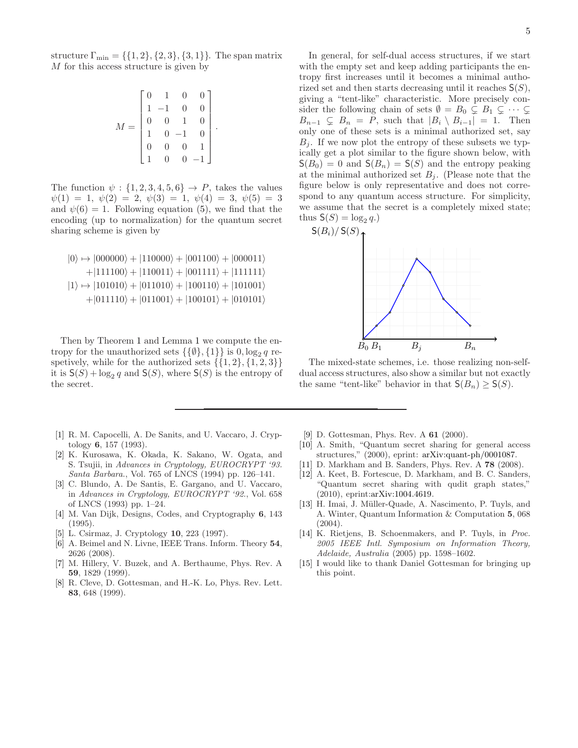structure $\Gamma_{\min} = \{\{1,2\},\{2,3\},\{3,1\}\}$. The span matrix $M$ for this access structure is given by

$$M = \begin{bmatrix} 0 & 1 & 0 & 0 \\ 1 & -1 & 0 & 0 \\ 0 & 0 & 1 & 0 \\ 1 & 0 & -1 & 0 \\ 0 & 0 & 0 & 1 \\ 1 & 0 & 0 & -1 \end{bmatrix}.$$

The function $\psi : \{1,2,3,4,5,6\} \to P$, takes the values $\psi(1) = 1$, $\psi(2) = 2$, $\psi(3) = 1$, $\psi(4) = 3$, $\psi(5) = 3$ and $\psi(6) = 1$. Following equation (5), we find that the encoding (up to normalization) for the quantum secret sharing scheme is given by

$$\begin{aligned} |0\rangle \mapsto & |000000\rangle + |110000\rangle + |001100\rangle + |000011\rangle \\ & + |111100\rangle + |110011\rangle + |001111\rangle + |111111\rangle \\ |1\rangle \mapsto & |101010\rangle + |011010\rangle + |100110\rangle + |101001\rangle \\ & + |011110\rangle + |011001\rangle + |100101\rangle + |010101\rangle \end{aligned}$$

Then by Theorem 1 and Lemma 1 we compute the entropy for the unauthorized sets $\{\{\emptyset\},\{1\}\}$ is $0, \log_2 q$ respetively, while for the authorized sets $\{\{1,2\},\{1,2,3\}\}$ it is $\mathsf{S}(S) + \log_2 q$ and $\mathsf{S}(S)$, where $\mathsf{S}(S)$ is the entropy of the secret.

In general, for self-dual access structures, if we start with the empty set and keep adding participants the entropy first increases until it becomes a minimal authorized set and then starts decreasing until it reaches $\mathsf{S}(S)$, giving a "tent-like" characteristic. More precisely consider the following chain of sets $\emptyset = B_0 \subsetneq B_1 \subsetneq \cdots \subsetneq B_{n-1} \subsetneq B_n = P$, such that $|B_i \setminus B_{i-1}| = 1$. Then only one of these sets is a minimal authorized set, say $B_j$. If we now plot the entropy of these subsets we typically get a plot similar to the figure shown below, with $\mathsf{S}(B_0) = 0$ and $\mathsf{S}(B_n) = \mathsf{S}(S)$ and the entropy peaking at the minimal authorized set $B_j$. (Please note that the figure below is only representative and does not correspond to any quantum access structure. For simplicity, we assume that the secret is a completely mixed state; thus $\mathsf{S}(S) = \log_2 q$.)

$\mathsf{S}(B_i)/\,\mathsf{S}(S)$

$B_0$ $B_1$ $B_j$ $B_n$

The mixed-state schemes, i.e. those realizing non-self-dual access structures, also show a similar but not exactly the same "tent-like" behavior in that $\mathsf{S}(B_n) \geq \mathsf{S}(S)$.

---

[1] R. M. Capocelli, A. De Sanits, and U. Vaccaro, J. Cryptology **6**, 157 (1993).

[2] K. Kurosawa, K. Okada, K. Sakano, W. Ogata, and S. Tsujii, in *Advances in Cryptology, EUROCRYPT '93. Santa Barbara.*, Vol. 765 of LNCS (1994) pp. 126–141.

[3] C. Blundo, A. De Santis, E. Gargano, and U. Vaccaro, in *Advances in Cryptology, EUROCRYPT '92.*, Vol. 658 of LNCS (1993) pp. 1–24.

[4] M. Van Dijk, Designs, Codes, and Cryptography **6**, 143 (1995).

[5] L. Csirmaz, J. Cryptology **10**, 223 (1997).

[6] A. Beimel and N. Livne, IEEE Trans. Inform. Theory **54**, 2626 (2008).

[7] M. Hillery, V. Buzek, and A. Berthaume, Phys. Rev. A **59**, 1829 (1999).

[8] R. Cleve, D. Gottesman, and H.-K. Lo, Phys. Rev. Lett. **83**, 648 (1999).

[9] D. Gottesman, Phys. Rev. A **61** (2000).

[10] A. Smith, "Quantum secret sharing for general access structures," (2000), eprint: arXiv:quant-ph/0001087.

[11] D. Markham and B. Sanders, Phys. Rev. A **78** (2008).

[12] A. Keet, B. Fortescue, D. Markham, and B. C. Sanders, "Quantum secret sharing with qudit graph states," (2010), eprint:arXiv:1004.4619.

[13] H. Imai, J. Müller-Quade, A. Nascimento, P. Tuyls, and A. Winter, Quantum Information & Computation **5**, 068 (2004).

[14] K. Rietjens, B. Schoenmakers, and P. Tuyls, in *Proc. 2005 IEEE Intl. Symposium on Information Theory, Adelaide, Australia* (2005) pp. 1598–1602.

[15] I would like to thank Daniel Gottesman for bringing up this point.